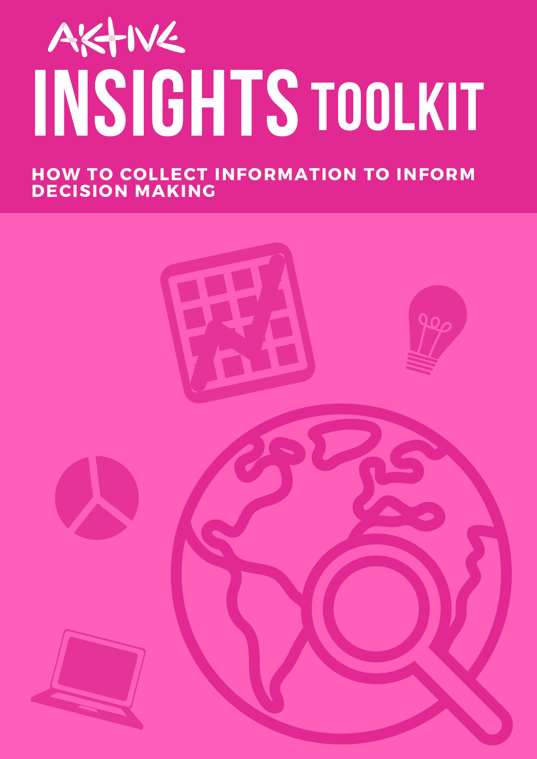AKTIVE

# INSIGHTS TOOLKIT

**HOW TO COLLECT INFORMATION TO INFORM DECISION MAKING**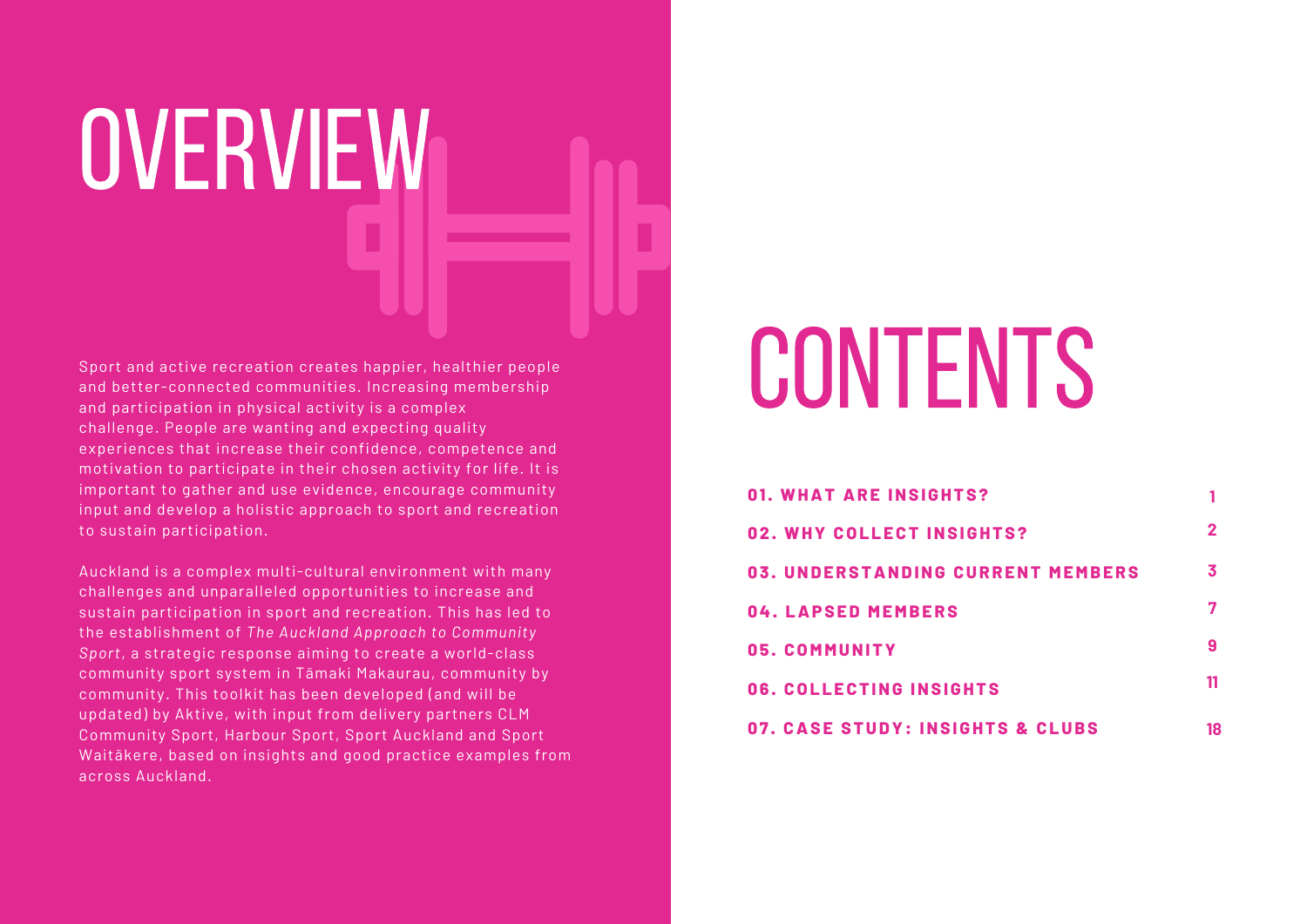# OVERVIEW

Sport and active recreation creates happier, healthier people and better-connected communities. Increasing membership and participation in physical activity is a complex challenge. People are wanting and expecting quality experiences that increase their confidence, competence and motivation to participate in their chosen activity for life. It is important to gather and use evidence, encourage community input and develop a holistic approach to sport and recreation to sustain participation.

Auckland is a complex multi-cultural environment with many challenges and unparalleled opportunities to increase and sustain participation in sport and recreation. This has led to the establishment of *The Auckland Approach to Community Sport*, a strategic response aiming to create a world-class community sport system in Tāmaki Makaurau, community by community. This toolkit has been developed (and will be updated) by Aktive, with input from delivery partners CLM Community Sport, Harbour Sport, Sport Auckland and Sport Waitākere, based on insights and good practice examples from across Auckland.

# CONTENTS

| | |
|---|---|
| **01. WHAT ARE INSIGHTS?** | **1** |
| **02. WHY COLLECT INSIGHTS?** | **2** |
| **03. UNDERSTANDING CURRENT MEMBERS** | **3** |
| **04. LAPSED MEMBERS** | **7** |
| **05. COMMUNITY** | **9** |
| **06. COLLECTING INSIGHTS** | **11** |
| **07. CASE STUDY: INSIGHTS & CLUBS** | **18** |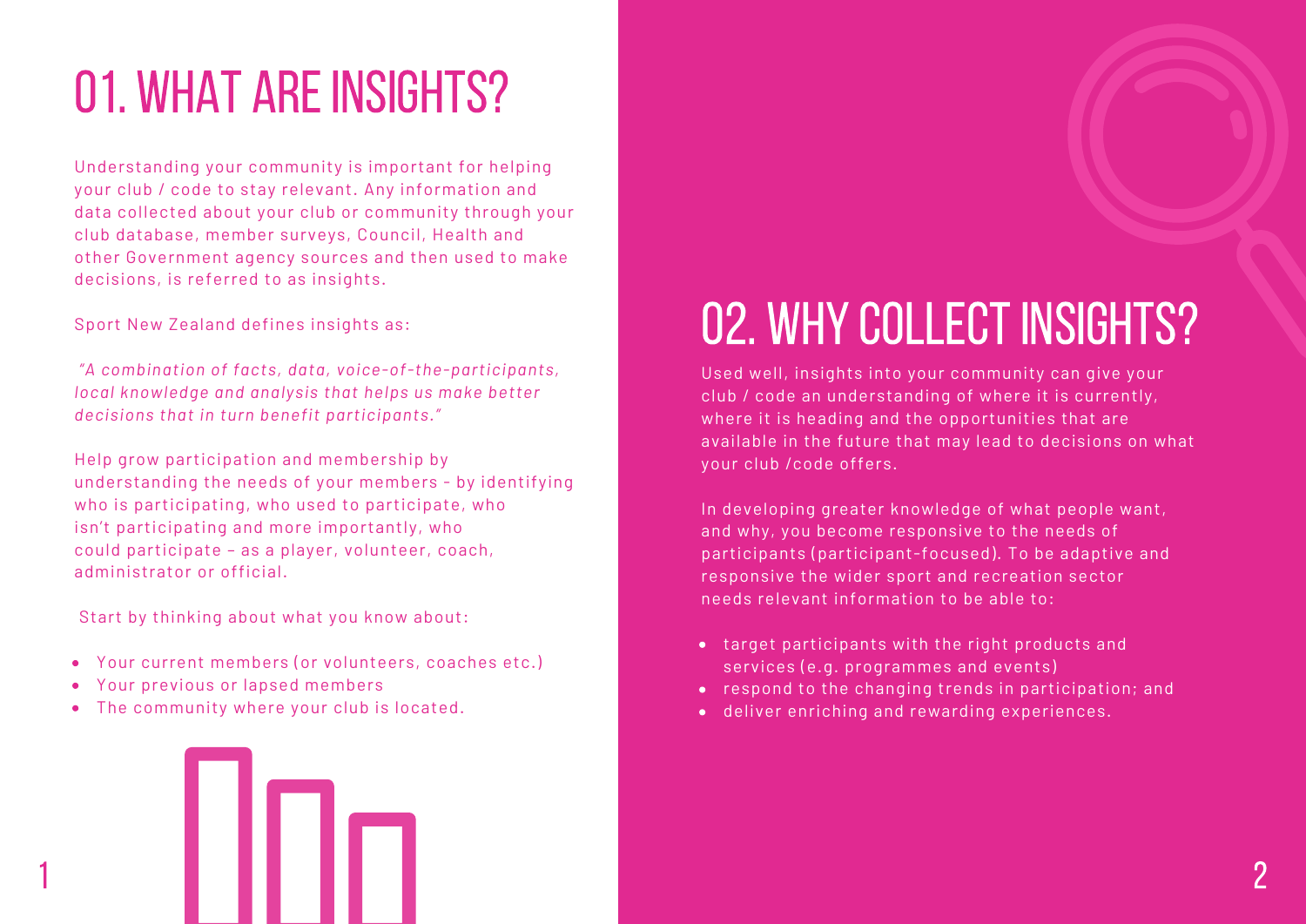# 01. WHAT ARE INSIGHTS?

Understanding your community is important for helping your club / code to stay relevant. Any information and data collected about your club or community through your club database, member surveys, Council, Health and other Government agency sources and then used to make decisions, is referred to as insights.

Sport New Zealand defines insights as:

*"A combination of facts, data, voice-of-the-participants, local knowledge and analysis that helps us make better decisions that in turn benefit participants."*

Help grow participation and membership by understanding the needs of your members - by identifying who is participating, who used to participate, who isn't participating and more importantly, who could participate – as a player, volunteer, coach, administrator or official.

Start by thinking about what you know about:

- Your current members (or volunteers, coaches etc.)
- Your previous or lapsed members
- The community where your club is located.

# 02. WHY COLLECT INSIGHTS?

Used well, insights into your community can give your club / code an understanding of where it is currently, where it is heading and the opportunities that are available in the future that may lead to decisions on what your club /code offers.

In developing greater knowledge of what people want, and why, you become responsive to the needs of participants (participant-focused). To be adaptive and responsive the wider sport and recreation sector needs relevant information to be able to:

- target participants with the right products and services (e.g. programmes and events)
- respond to the changing trends in participation; and
- deliver enriching and rewarding experiences.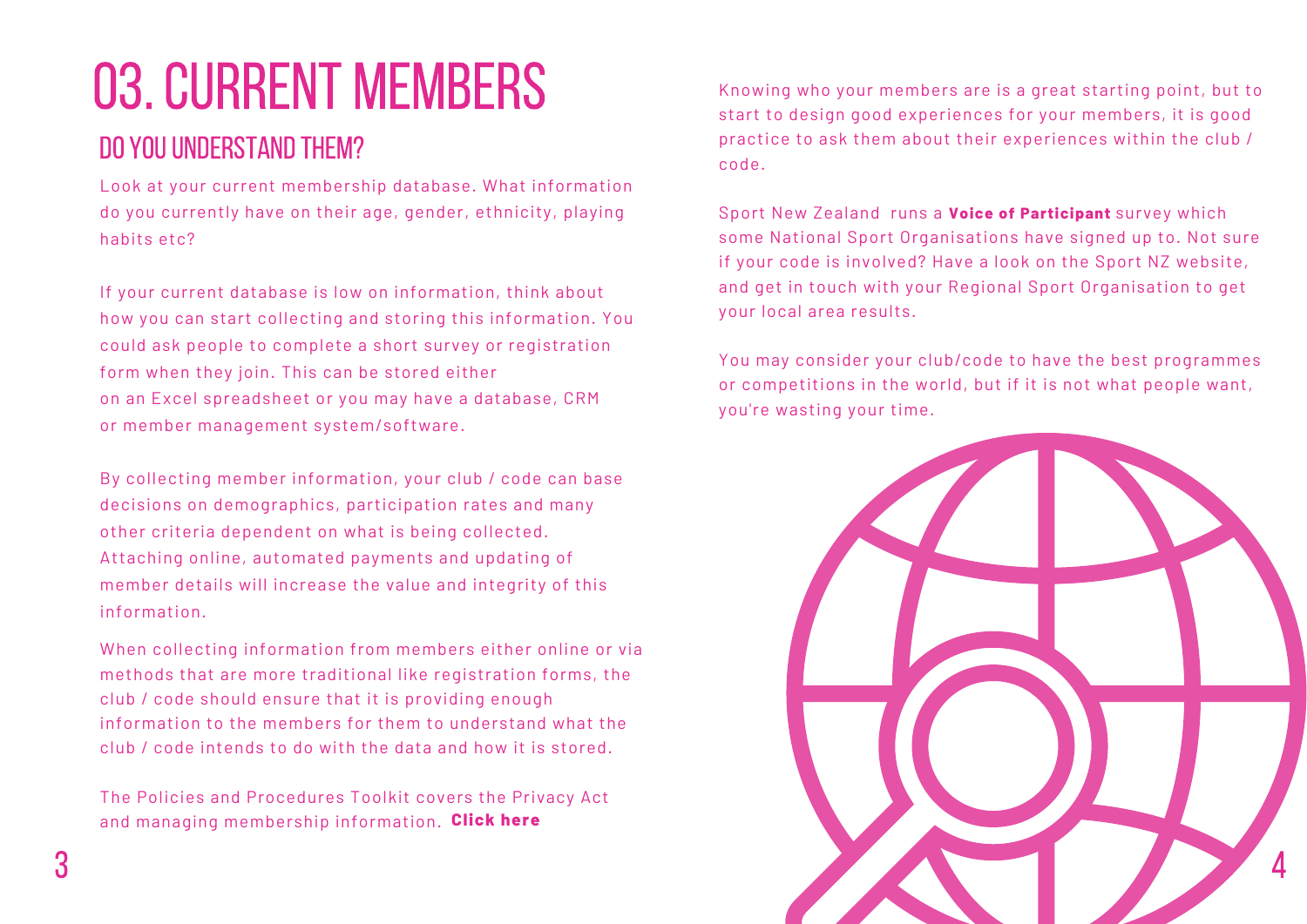# 03. CURRENT MEMBERS

## DO YOU UNDERSTAND THEM?

Look at your current membership database. What information do you currently have on their age, gender, ethnicity, playing habits etc?

If your current database is low on information, think about how you can start collecting and storing this information. You could ask people to complete a short survey or registration form when they join. This can be stored either on an Excel spreadsheet or you may have a database, CRM or member management system/software.

By collecting member information, your club / code can base decisions on demographics, participation rates and many other criteria dependent on what is being collected. Attaching online, automated payments and updating of member details will increase the value and integrity of this information.

When collecting information from members either online or via methods that are more traditional like registration forms, the club / code should ensure that it is providing enough information to the members for them to understand what the club / code intends to do with the data and how it is stored.

The Policies and Procedures Toolkit covers the Privacy Act and managing membership information. **Click here**

Knowing who your members are is a great starting point, but to start to design good experiences for your members, it is good practice to ask them about their experiences within the club / code.

Sport New Zealand runs a **Voice of Participant** survey which some National Sport Organisations have signed up to. Not sure if your code is involved? Have a look on the Sport NZ website, and get in touch with your Regional Sport Organisation to get your local area results.

You may consider your club/code to have the best programmes or competitions in the world, but if it is not what people want, you're wasting your time.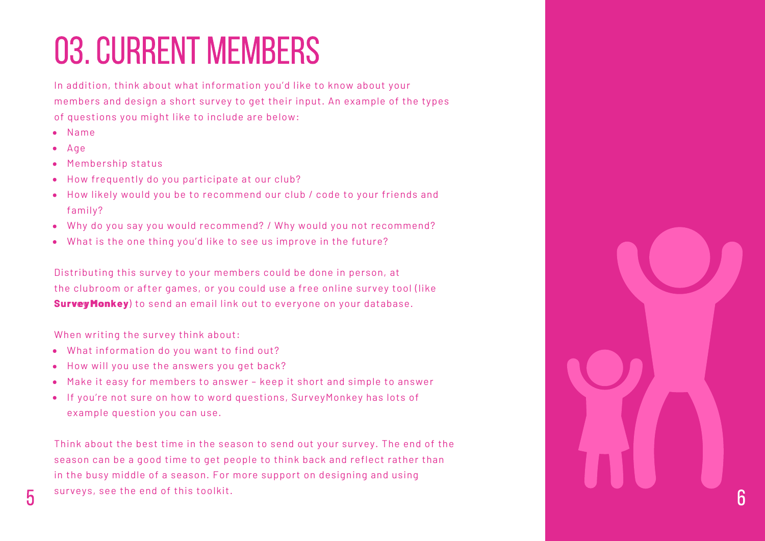# 03. CURRENT MEMBERS

In addition, think about what information you'd like to know about your members and design a short survey to get their input. An example of the types of questions you might like to include are below:

- Name
- Age
- Membership status
- How frequently do you participate at our club?
- How likely would you be to recommend our club / code to your friends and family?
- Why do you say you would recommend? / Why would you not recommend?
- What is the one thing you'd like to see us improve in the future?

Distributing this survey to your members could be done in person, at the clubroom or after games, or you could use a free online survey tool (like **SurveyMonkey**) to send an email link out to everyone on your database.

When writing the survey think about:

- What information do you want to find out?
- How will you use the answers you get back?
- Make it easy for members to answer – keep it short and simple to answer
- If you're not sure on how to word questions, SurveyMonkey has lots of example question you can use.

Think about the best time in the season to send out your survey. The end of the season can be a good time to get people to think back and reflect rather than in the busy middle of a season. For more support on designing and using surveys, see the end of this toolkit.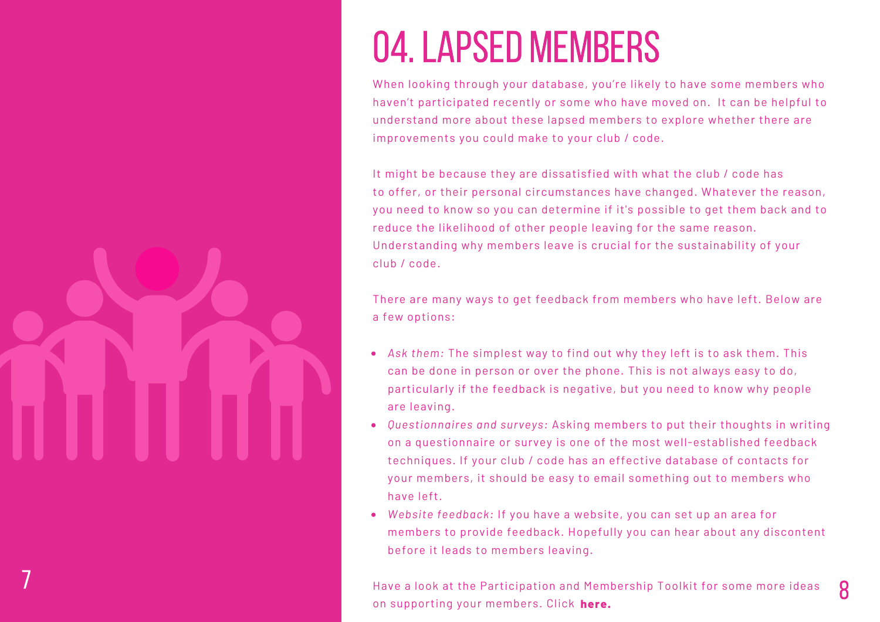# 04. LAPSED MEMBERS

When looking through your database, you're likely to have some members who haven't participated recently or some who have moved on. It can be helpful to understand more about these lapsed members to explore whether there are improvements you could make to your club / code.

It might be because they are dissatisfied with what the club / code has to offer, or their personal circumstances have changed. Whatever the reason, you need to know so you can determine if it's possible to get them back and to reduce the likelihood of other people leaving for the same reason. Understanding why members leave is crucial for the sustainability of your club / code.

There are many ways to get feedback from members who have left. Below are a few options:

- *Ask them:* The simplest way to find out why they left is to ask them. This can be done in person or over the phone. This is not always easy to do, particularly if the feedback is negative, but you need to know why people are leaving.
- *Questionnaires and surveys:* Asking members to put their thoughts in writing on a questionnaire or survey is one of the most well-established feedback techniques. If your club / code has an effective database of contacts for your members, it should be easy to email something out to members who have left.
- *Website feedback:* If you have a website, you can set up an area for members to provide feedback. Hopefully you can hear about any discontent before it leads to members leaving.

Have a look at the Participation and Membership Toolkit for some more ideas on supporting your members. Click **here.**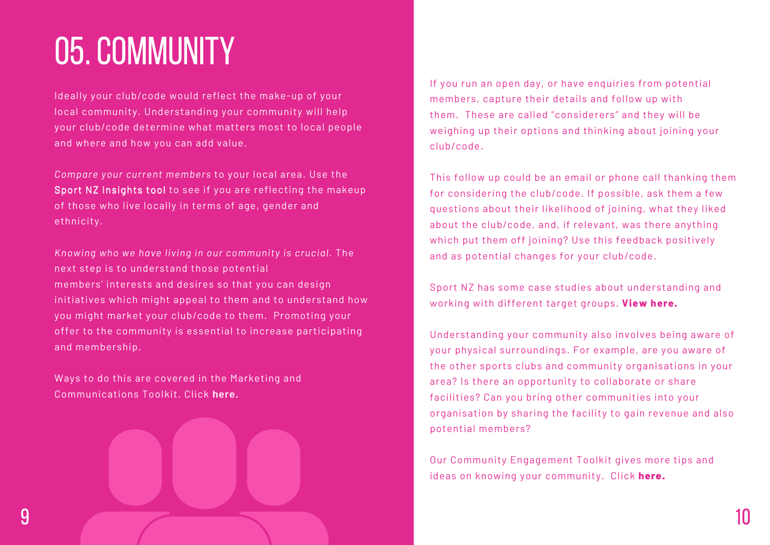# 05. COMMUNITY

Ideally your club/code would reflect the make-up of your local community. Understanding your community will help your club/code determine what matters most to local people and where and how you can add value.

*Compare your current members* to your local area. Use the Sport NZ Insights tool to see if you are reflecting the makeup of those who live locally in terms of age, gender and ethnicity.

*Knowing who we have living in our community is crucial.* The next step is to understand those potential members' interests and desires so that you can design initiatives which might appeal to them and to understand how you might market your club/code to them. Promoting your offer to the community is essential to increase participating and membership.

Ways to do this are covered in the Marketing and Communications Toolkit. Click **here.**

If you run an open day, or have enquiries from potential members, capture their details and follow up with them. These are called "considerers" and they will be weighing up their options and thinking about joining your club/code.

This follow up could be an email or phone call thanking them for considering the club/code. If possible, ask them a few questions about their likelihood of joining, what they liked about the club/code, and, if relevant, was there anything which put them off joining? Use this feedback positively and as potential changes for your club/code.

Sport NZ has some case studies about understanding and working with different target groups. **View here.**

Understanding your community also involves being aware of your physical surroundings. For example, are you aware of the other sports clubs and community organisations in your area? Is there an opportunity to collaborate or share facilities? Can you bring other communities into your organisation by sharing the facility to gain revenue and also potential members?

Our Community Engagement Toolkit gives more tips and ideas on knowing your community. Click **here.**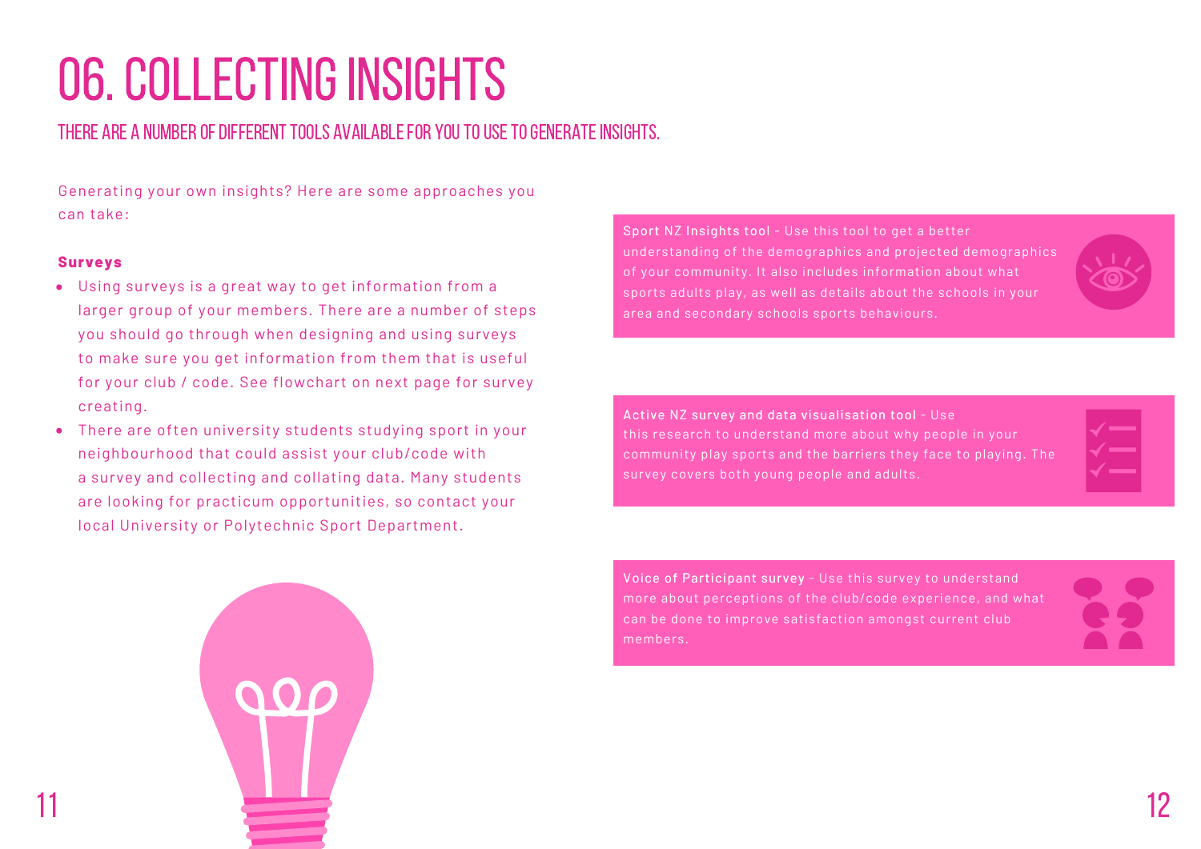# 06. COLLECTING INSIGHTS

## THERE ARE A NUMBER OF DIFFERENT TOOLS AVAILABLE FOR YOU TO USE TO GENERATE INSIGHTS.

Generating your own insights? Here are some approaches you can take:

**Surveys**

- Using surveys is a great way to get information from a larger group of your members. There are a number of steps you should go through when designing and using surveys to make sure you get information from them that is useful for your club / code. See flowchart on next page for survey creating.
- There are often university students studying sport in your neighbourhood that could assist your club/code with a survey and collecting and collating data. Many students are looking for practicum opportunities, so contact your local University or Polytechnic Sport Department.

**Sport NZ Insights tool** - Use this tool to get a better understanding of the demographics and projected demographics of your community. It also includes information about what sports adults play, as well as details about the schools in your area and secondary schools sports behaviours.

**Active NZ survey and data visualisation tool** - Use this research to understand more about why people in your community play sports and the barriers they face to playing. The survey covers both young people and adults.

**Voice of Participant survey** - Use this survey to understand more about perceptions of the club/code experience, and what can be done to improve satisfaction amongst current club members.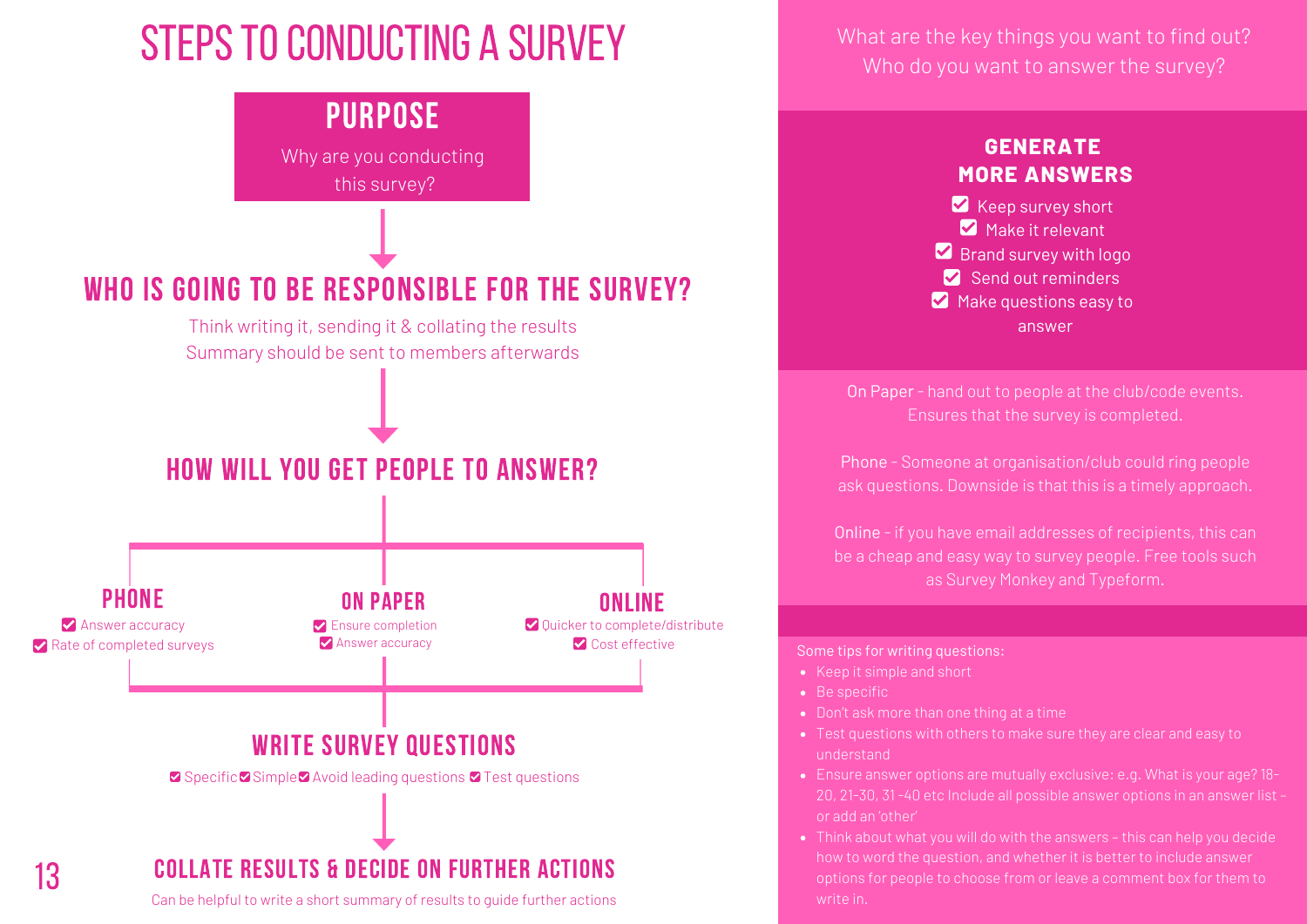# STEPS TO CONDUCTING A SURVEY

## PURPOSE

Why are you conducting this survey?

What are the key things you want to find out?
Who do you want to answer the survey?

## WHO IS GOING TO BE RESPONSIBLE FOR THE SURVEY?

Think writing it, sending it & collating the results
Summary should be sent to members afterwards

## HOW WILL YOU GET PEOPLE TO ANSWER?

### PHONE

- ☑ Answer accuracy
- ☑ Rate of completed surveys

### ON PAPER

- ☑ Ensure completion
- ☑ Answer accuracy

### ONLINE

- ☑ Quicker to complete/distribute
- ☑ Cost effective

### GENERATE MORE ANSWERS

- ☑ Keep survey short
- ☑ Make it relevant
- ☑ Brand survey with logo
- ☑ Send out reminders
- ☑ Make questions easy to answer

On Paper - hand out to people at the club/code events. Ensures that the survey is completed.

Phone - Someone at organisation/club could ring people ask questions. Downside is that this is a timely approach.

Online - if you have email addresses of recipients, this can be a cheap and easy way to survey people. Free tools such as Survey Monkey and Typeform.

## WRITE SURVEY QUESTIONS

☑ Specific ☑ Simple ☑ Avoid leading questions ☑ Test questions

Some tips for writing questions:

- Keep it simple and short
- Be specific
- Don't ask more than one thing at a time
- Test questions with others to make sure they are clear and easy to understand
- Ensure answer options are mutually exclusive: e.g. What is your age? 18-20, 21-30, 31 -40 etc Include all possible answer options in an answer list – or add an 'other'
- Think about what you will do with the answers – this can help you decide how to word the question, and whether it is better to include answer options for people to choose from or leave a comment box for them to write in.

## COLLATE RESULTS & DECIDE ON FURTHER ACTIONS

Can be helpful to write a short summary of results to guide further actions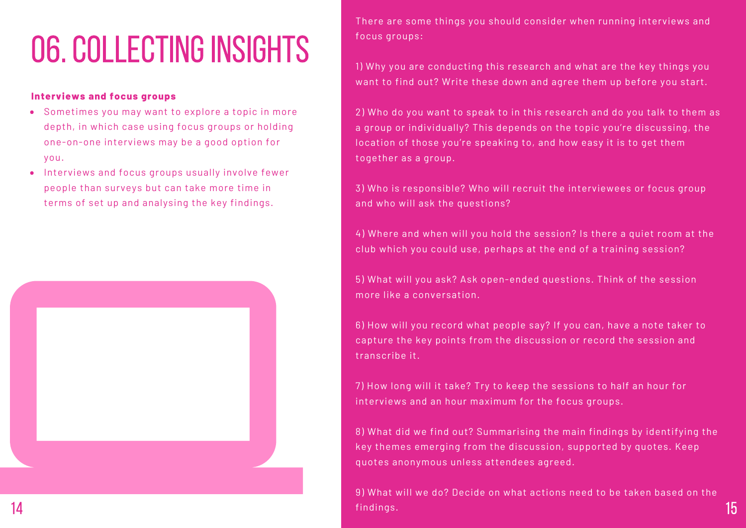# 06. COLLECTING INSIGHTS

**Interviews and focus groups**

- Sometimes you may want to explore a topic in more depth, in which case using focus groups or holding one-on-one interviews may be a good option for you.
- Interviews and focus groups usually involve fewer people than surveys but can take more time in terms of set up and analysing the key findings.

There are some things you should consider when running interviews and focus groups:

1) Why you are conducting this research and what are the key things you want to find out? Write these down and agree them up before you start.

2) Who do you want to speak to in this research and do you talk to them as a group or individually? This depends on the topic you're discussing, the location of those you're speaking to, and how easy it is to get them together as a group.

3) Who is responsible? Who will recruit the interviewees or focus group and who will ask the questions?

4) Where and when will you hold the session? Is there a quiet room at the club which you could use, perhaps at the end of a training session?

5) What will you ask? Ask open-ended questions. Think of the session more like a conversation.

6) How will you record what people say? If you can, have a note taker to capture the key points from the discussion or record the session and transcribe it.

7) How long will it take? Try to keep the sessions to half an hour for interviews and an hour maximum for the focus groups.

8) What did we find out? Summarising the main findings by identifying the key themes emerging from the discussion, supported by quotes. Keep quotes anonymous unless attendees agreed.

9) What will we do? Decide on what actions need to be taken based on the findings.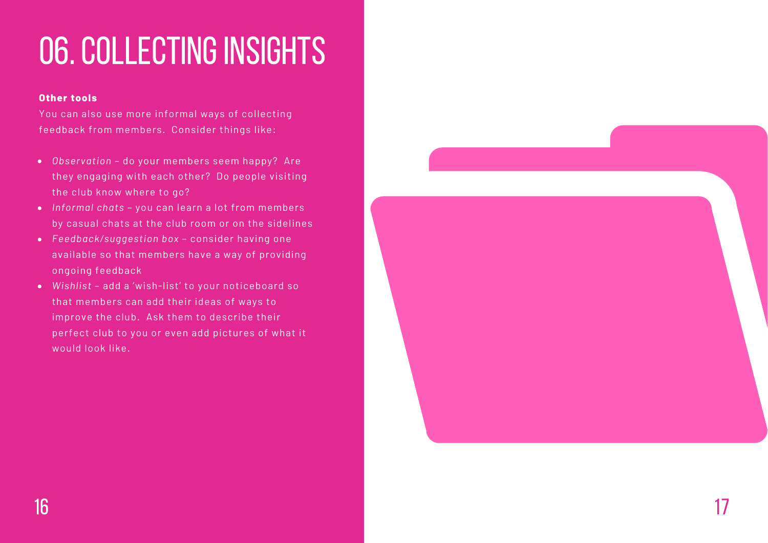# 06. COLLECTING INSIGHTS

**Other tools**

You can also use more informal ways of collecting feedback from members. Consider things like:

- *Observation* – do your members seem happy? Are they engaging with each other? Do people visiting the club know where to go?
- *Informal chats* – you can learn a lot from members by casual chats at the club room or on the sidelines
- *Feedback/suggestion box* – consider having one available so that members have a way of providing ongoing feedback
- *Wishlist* – add a 'wish-list' to your noticeboard so that members can add their ideas of ways to improve the club. Ask them to describe their perfect club to you or even add pictures of what it would look like.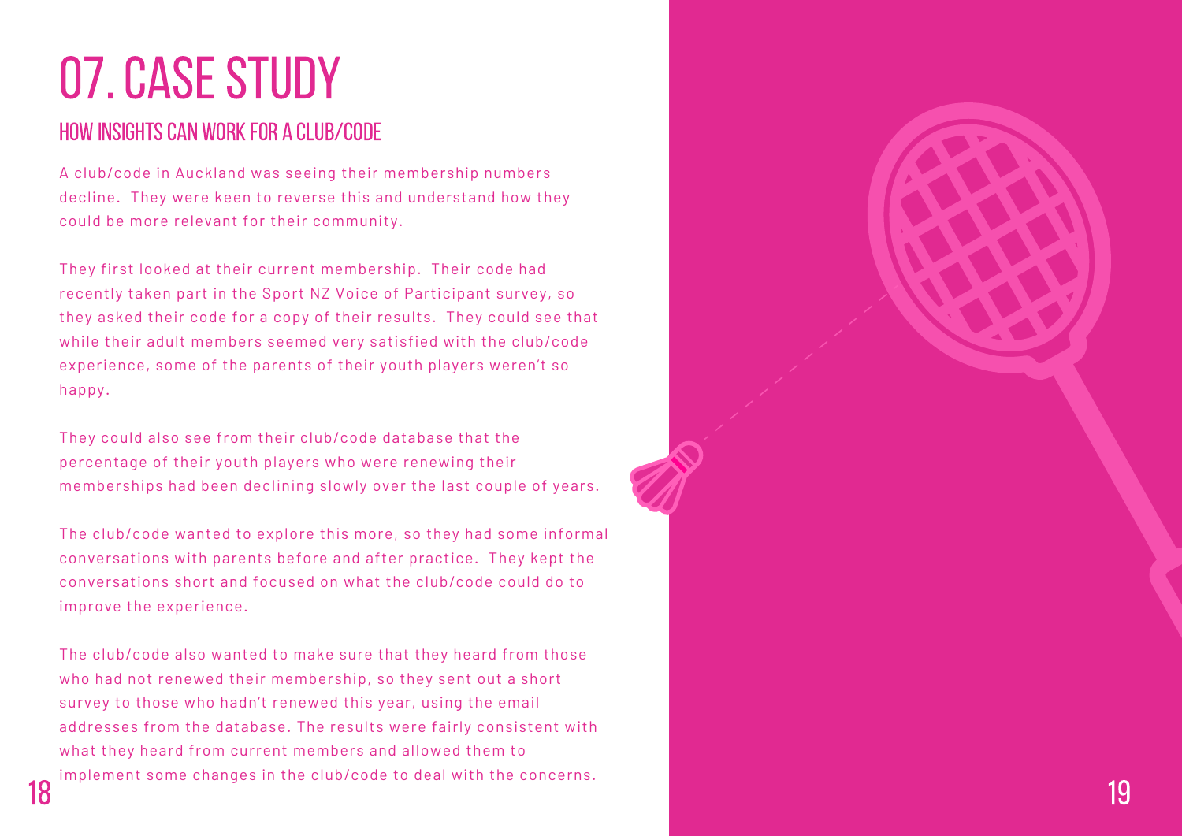# 07. CASE STUDY

## HOW INSIGHTS CAN WORK FOR A CLUB/CODE

A club/code in Auckland was seeing their membership numbers decline. They were keen to reverse this and understand how they could be more relevant for their community.

They first looked at their current membership. Their code had recently taken part in the Sport NZ Voice of Participant survey, so they asked their code for a copy of their results. They could see that while their adult members seemed very satisfied with the club/code experience, some of the parents of their youth players weren't so happy.

They could also see from their club/code database that the percentage of their youth players who were renewing their memberships had been declining slowly over the last couple of years.

The club/code wanted to explore this more, so they had some informal conversations with parents before and after practice. They kept the conversations short and focused on what the club/code could do to improve the experience.

The club/code also wanted to make sure that they heard from those who had not renewed their membership, so they sent out a short survey to those who hadn't renewed this year, using the email addresses from the database. The results were fairly consistent with what they heard from current members and allowed them to implement some changes in the club/code to deal with the concerns.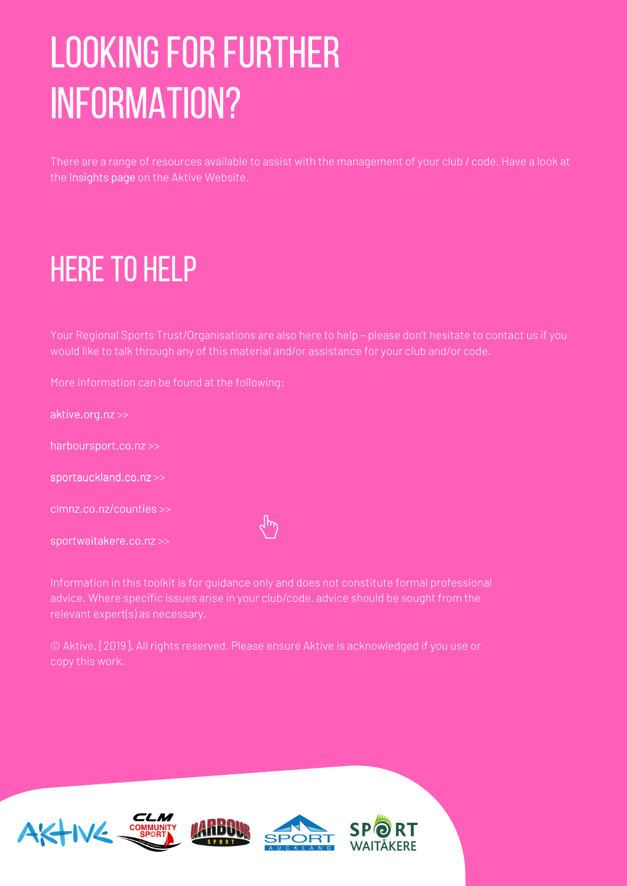# LOOKING FOR FURTHER INFORMATION?

There are a range of resources available to assist with the management of your club / code. Have a look at the Insights page on the Aktive Website.

# HERE TO HELP

Your Regional Sports Trust/Organisations are also here to help – please don't hesitate to contact us if you would like to talk through any of this material and/or assistance for your club and/or code.

More information can be found at the following:

aktive.org.nz >>

harboursport.co.nz >>

sportauckland.co.nz >>

clmnz.co.nz/counties >>

sportwaitakere.co.nz >>

Information in this toolkit is for guidance only and does not constitute formal professional advice. Where specific issues arise in your club/code, advice should be sought from the relevant expert(s) as necessary.

© Aktive, [2019]. All rights reserved. Please ensure Aktive is acknowledged if you use or copy this work.